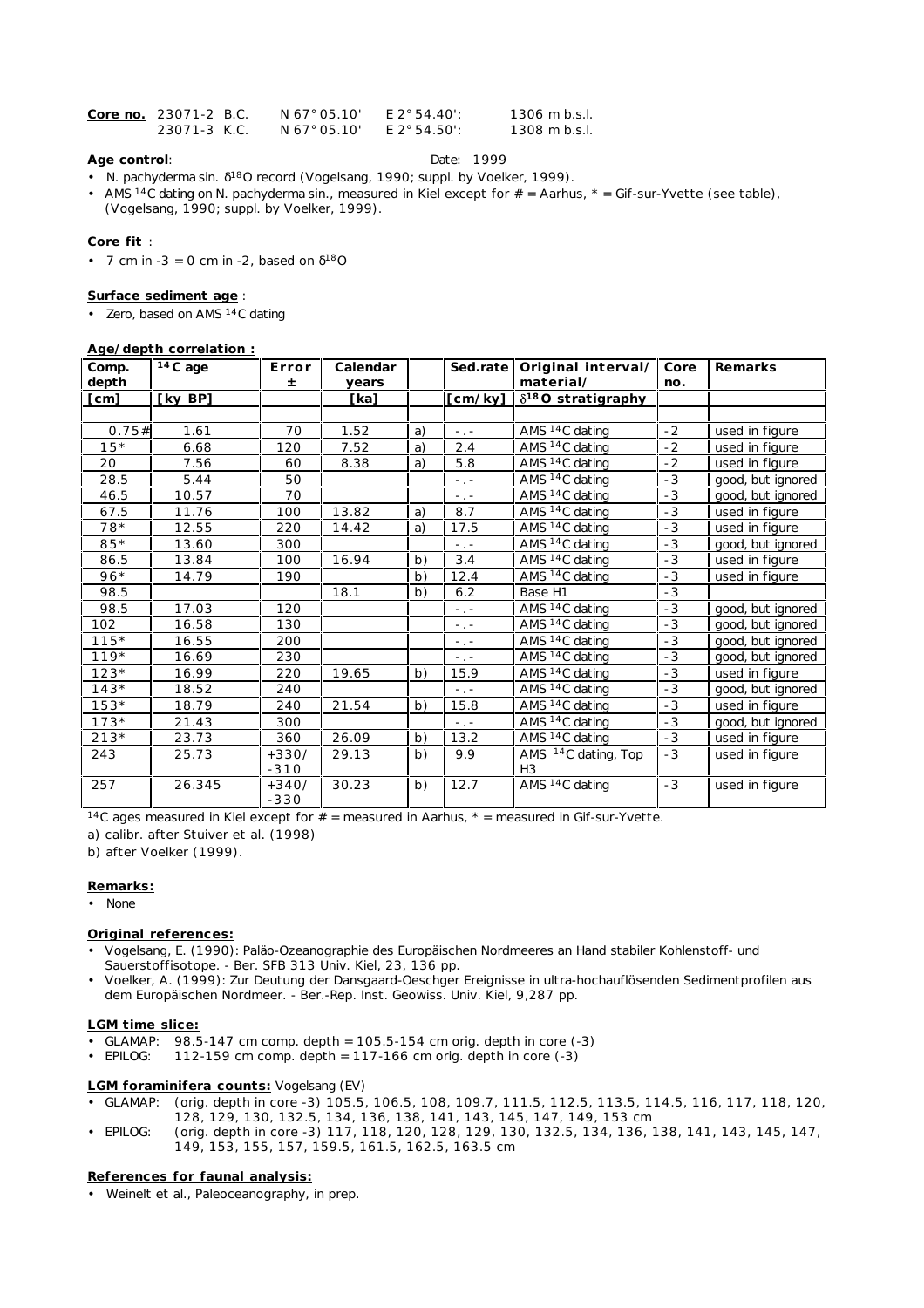**Core no.** 23071-2 B.C. N 67°05.10' E 2°54.40': 1306 m b.s.l.
23071-3 K.C. N 67°05.10' E 2°54.50': 1308 m b.s.l.

**Age control**: Date: 1999

- N. pachyderma sin. $\delta^{18}O$ record (Vogelsang, 1990; suppl. by Voelker, 1999).
- AMS $^{14}C$ dating on N. pachyderma sin., measured in Kiel except for # = Aarhus, * = Gif-sur-Yvette (see table), (Vogelsang, 1990; suppl. by Voelker, 1999).

**Core fit** :

- 7 cm in -3 = 0 cm in -2, based on $\delta^{18}O$

**Surface sediment age** :

- Zero, based on AMS $^{14}C$ dating

**Age/depth correlation :**

| Comp. depth | $^{14}C$ age | Error ± | Calendar years | | Sed.rate | Original interval/ material/ | Core no. | Remarks |
|---|---|---|---|---|---|---|---|---|
| [cm] | [ky BP] | | [ka] | | [cm/ky] | $\delta^{18}O$ stratigraphy | | |
| 0.75# | 1.61 | 70 | 1.52 | a) | -.- | AMS $^{14}C$ dating | -2 | used in figure |
| 15* | 6.68 | 120 | 7.52 | a) | 2.4 | AMS $^{14}C$ dating | -2 | used in figure |
| 20 | 7.56 | 60 | 8.38 | a) | 5.8 | AMS $^{14}C$ dating | -2 | used in figure |
| 28.5 | 5.44 | 50 | | | -.- | AMS $^{14}C$ dating | -3 | good, but ignored |
| 46.5 | 10.57 | 70 | | | -.- | AMS $^{14}C$ dating | -3 | good, but ignored |
| 67.5 | 11.76 | 100 | 13.82 | a) | 8.7 | AMS $^{14}C$ dating | -3 | used in figure |
| 78* | 12.55 | 220 | 14.42 | a) | 17.5 | AMS $^{14}C$ dating | -3 | used in figure |
| 85* | 13.60 | 300 | | | -.- | AMS $^{14}C$ dating | -3 | good, but ignored |
| 86.5 | 13.84 | 100 | 16.94 | b) | 3.4 | AMS $^{14}C$ dating | -3 | used in figure |
| 96* | 14.79 | 190 | | b) | 12.4 | AMS $^{14}C$ dating | -3 | used in figure |
| 98.5 | | | 18.1 | b) | 6.2 | Base H1 | -3 | |
| 98.5 | 17.03 | 120 | | | -.- | AMS $^{14}C$ dating | -3 | good, but ignored |
| 102 | 16.58 | 130 | | | -.- | AMS $^{14}C$ dating | -3 | good, but ignored |
| 115* | 16.55 | 200 | | | -.- | AMS $^{14}C$ dating | -3 | good, but ignored |
| 119* | 16.69 | 230 | | | -.- | AMS $^{14}C$ dating | -3 | good, but ignored |
| 123* | 16.99 | 220 | 19.65 | b) | 15.9 | AMS $^{14}C$ dating | -3 | used in figure |
| 143* | 18.52 | 240 | | | -.- | AMS $^{14}C$ dating | -3 | good, but ignored |
| 153* | 18.79 | 240 | 21.54 | b) | 15.8 | AMS $^{14}C$ dating | -3 | used in figure |
| 173* | 21.43 | 300 | | | -.- | AMS $^{14}C$ dating | -3 | good, but ignored |
| 213* | 23.73 | 360 | 26.09 | b) | 13.2 | AMS $^{14}C$ dating | -3 | used in figure |
| 243 | 25.73 | +330/ -310 | 29.13 | b) | 9.9 | AMS $^{14}C$ dating, Top H3 | -3 | used in figure |
| 257 | 26.345 | +340/ -330 | 30.23 | b) | 12.7 | AMS $^{14}C$ dating | -3 | used in figure |

$^{14}C$ ages measured in Kiel except for # = measured in Aarhus, * = measured in Gif-sur-Yvette.

a) calibr. after Stuiver et al. (1998)

b) after Voelker (1999).

**Remarks:**

- None

**Original references:**

- Vogelsang, E. (1990): Paläo-Ozeanographie des Europäischen Nordmeeres an Hand stabiler Kohlenstoff- und Sauerstoffisotope. - Ber. SFB 313 Univ. Kiel, 23, 136 pp.
- Voelker, A. (1999): Zur Deutung der Dansgaard-Oeschger Ereignisse in ultra-hochauflösenden Sedimentprofilen aus dem Europäischen Nordmeer. - Ber.-Rep. Inst. Geowiss. Univ. Kiel, 9,287 pp.

**LGM time slice:**

- GLAMAP: 98.5-147 cm comp. depth = 105.5-154 cm orig. depth in core (-3)
- EPILOG: 112-159 cm comp. depth = 117-166 cm orig. depth in core (-3)

**LGM foraminifera counts:** Vogelsang (EV)

- GLAMAP: (orig. depth in core -3) 105.5, 106.5, 108, 109.7, 111.5, 112.5, 113.5, 114.5, 116, 117, 118, 120, 128, 129, 130, 132.5, 134, 136, 138, 141, 143, 145, 147, 149, 153 cm
- EPILOG: (orig. depth in core -3) 117, 118, 120, 128, 129, 130, 132.5, 134, 136, 138, 141, 143, 145, 147, 149, 153, 155, 157, 159.5, 161.5, 162.5, 163.5 cm

**References for faunal analysis:**

- Weinelt et al., Paleoceanography, in prep.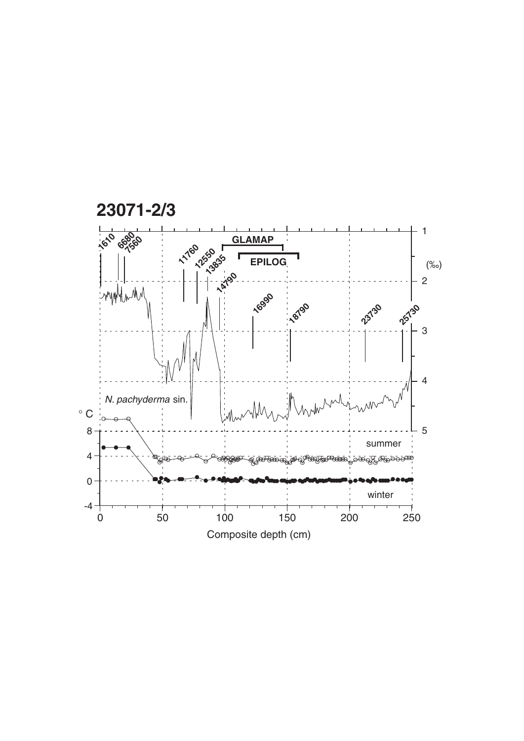# 23071-2/3

GLAMAP

EPILOG

1610
6680
7560
11760
12550
13835
14790
16990
18790
23730
25730

(‰)

1
2
3
4
5

*N. pachyderma* sin.

° C

8
4
0
-4

summer

winter

0
50
100
150
200
250

Composite depth (cm)